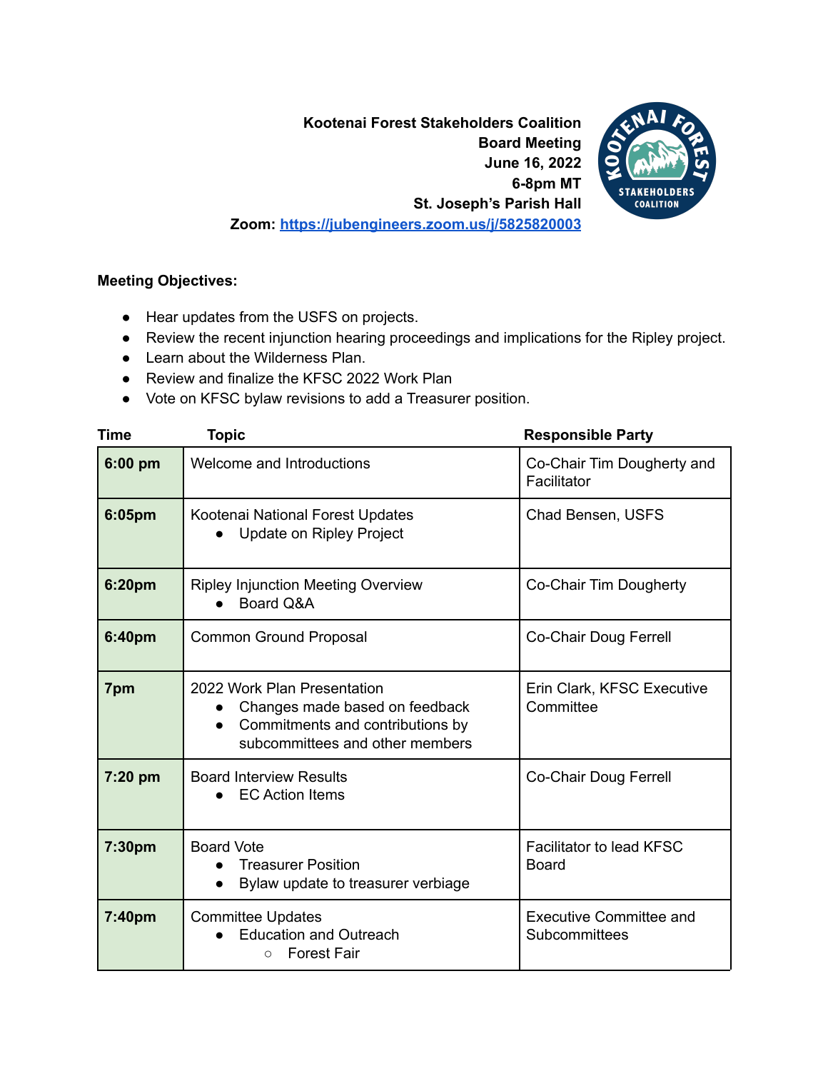**Kootenai Forest Stakeholders Coalition**
**Board Meeting**
**June 16, 2022**
**6-8pm MT**
**St. Joseph's Parish Hall**
**Zoom: [https://jubengineers.zoom.us/j/5825820003](https://jubengineers.zoom.us/j/5825820003)**

**Meeting Objectives:**

- Hear updates from the USFS on projects.
- Review the recent injunction hearing proceedings and implications for the Ripley project.
- Learn about the Wilderness Plan.
- Review and finalize the KFSC 2022 Work Plan
- Vote on KFSC bylaw revisions to add a Treasurer position.

| Time | Topic | Responsible Party |
|---|---|---|
| **6:00 pm** | Welcome and Introductions | Co-Chair Tim Dougherty and Facilitator |
| **6:05pm** | Kootenai National Forest Updates<br>● Update on Ripley Project | Chad Bensen, USFS |
| **6:20pm** | Ripley Injunction Meeting Overview<br>● Board Q&A | Co-Chair Tim Dougherty |
| **6:40pm** | Common Ground Proposal | Co-Chair Doug Ferrell |
| **7pm** | 2022 Work Plan Presentation<br>● Changes made based on feedback<br>● Commitments and contributions by subcommittees and other members | Erin Clark, KFSC Executive Committee |
| **7:20 pm** | Board Interview Results<br>● EC Action Items | Co-Chair Doug Ferrell |
| **7:30pm** | Board Vote<br>● Treasurer Position<br>● Bylaw update to treasurer verbiage | Facilitator to lead KFSC Board |
| **7:40pm** | Committee Updates<br>● Education and Outreach<br>&nbsp;&nbsp;&nbsp;&nbsp;○ Forest Fair | Executive Committee and Subcommittees |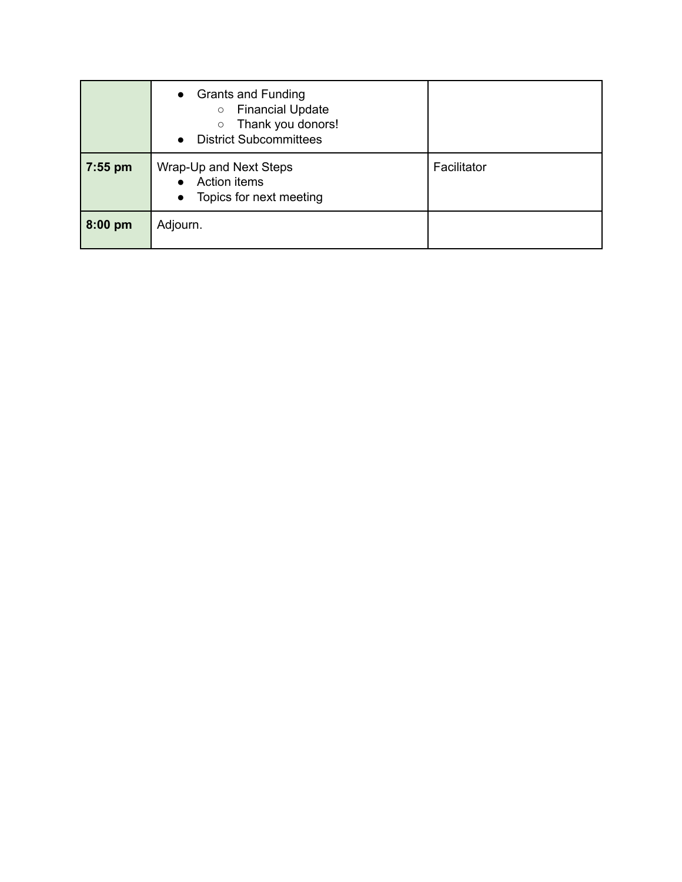| | | |
|---|---|---|
| | • Grants and Funding<br>  ○ Financial Update<br>  ○ Thank you donors!<br>• District Subcommittees | |
| **7:55 pm** | Wrap-Up and Next Steps<br>• Action items<br>• Topics for next meeting | Facilitator |
| **8:00 pm** | Adjourn. | |